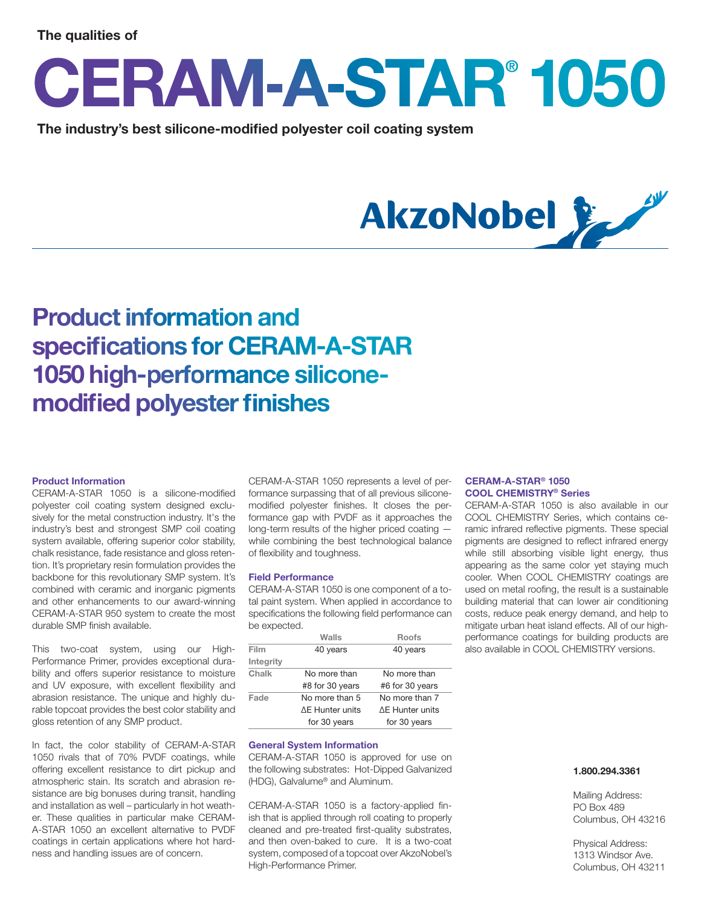The qualities of

# CERAM-A-STAR® 1050

**The industry's best silicone-modified polyester coil coating system**

AkzoNobel

## Product information and specifications for CERAM-A-STAR 1050 high-performance silicone-modified polyester finishes

### Product Information

CERAM-A-STAR 1050 is a silicone-modified polyester coil coating system designed exclusively for the metal construction industry. It's the industry's best and strongest SMP coil coating system available, offering superior color stability, chalk resistance, fade resistance and gloss retention. It's proprietary resin formulation provides the backbone for this revolutionary SMP system. It's combined with ceramic and inorganic pigments and other enhancements to our award-winning CERAM-A-STAR 950 system to create the most durable SMP finish available.

This two-coat system, using our High-Performance Primer, provides exceptional durability and offers superior resistance to moisture and UV exposure, with excellent flexibility and abrasion resistance. The unique and highly durable topcoat provides the best color stability and gloss retention of any SMP product.

In fact, the color stability of CERAM-A-STAR 1050 rivals that of 70% PVDF coatings, while offering excellent resistance to dirt pickup and atmospheric stain. Its scratch and abrasion resistance are big bonuses during transit, handling and installation as well – particularly in hot weather. These qualities in particular make CERAM-A-STAR 1050 an excellent alternative to PVDF coatings in certain applications where hot hardness and handling issues are of concern.

CERAM-A-STAR 1050 represents a level of performance surpassing that of all previous silicone-modified polyester finishes. It closes the performance gap with PVDF as it approaches the long-term results of the higher priced coating — while combining the best technological balance of flexibility and toughness.

### Field Performance

CERAM-A-STAR 1050 is one component of a total paint system. When applied in accordance to specifications the following field performance can be expected.

| | Walls | Roofs |
|---|---|---|
| Film Integrity | 40 years | 40 years |
| Chalk | No more than #8 for 30 years | No more than #6 for 30 years |
| Fade | No more than 5 ΔE Hunter units for 30 years | No more than 7 ΔE Hunter units for 30 years |

### General System Information

CERAM-A-STAR 1050 is approved for use on the following substrates: Hot-Dipped Galvanized (HDG), Galvalume® and Aluminum.

CERAM-A-STAR 1050 is a factory-applied finish that is applied through roll coating to properly cleaned and pre-treated first-quality substrates, and then oven-baked to cure. It is a two-coat system, composed of a topcoat over AkzoNobel's High-Performance Primer.

### CERAM-A-STAR® 1050 COOL CHEMISTRY® Series

CERAM-A-STAR 1050 is also available in our COOL CHEMISTRY Series, which contains ceramic infrared reflective pigments. These special pigments are designed to reflect infrared energy while still absorbing visible light energy, thus appearing as the same color yet staying much cooler. When COOL CHEMISTRY coatings are used on metal roofing, the result is a sustainable building material that can lower air conditioning costs, reduce peak energy demand, and help to mitigate urban heat island effects. All of our high-performance coatings for building products are also available in COOL CHEMISTRY versions.

**1.800.294.3361**

Mailing Address:
PO Box 489
Columbus, OH 43216

Physical Address:
1313 Windsor Ave.
Columbus, OH 43211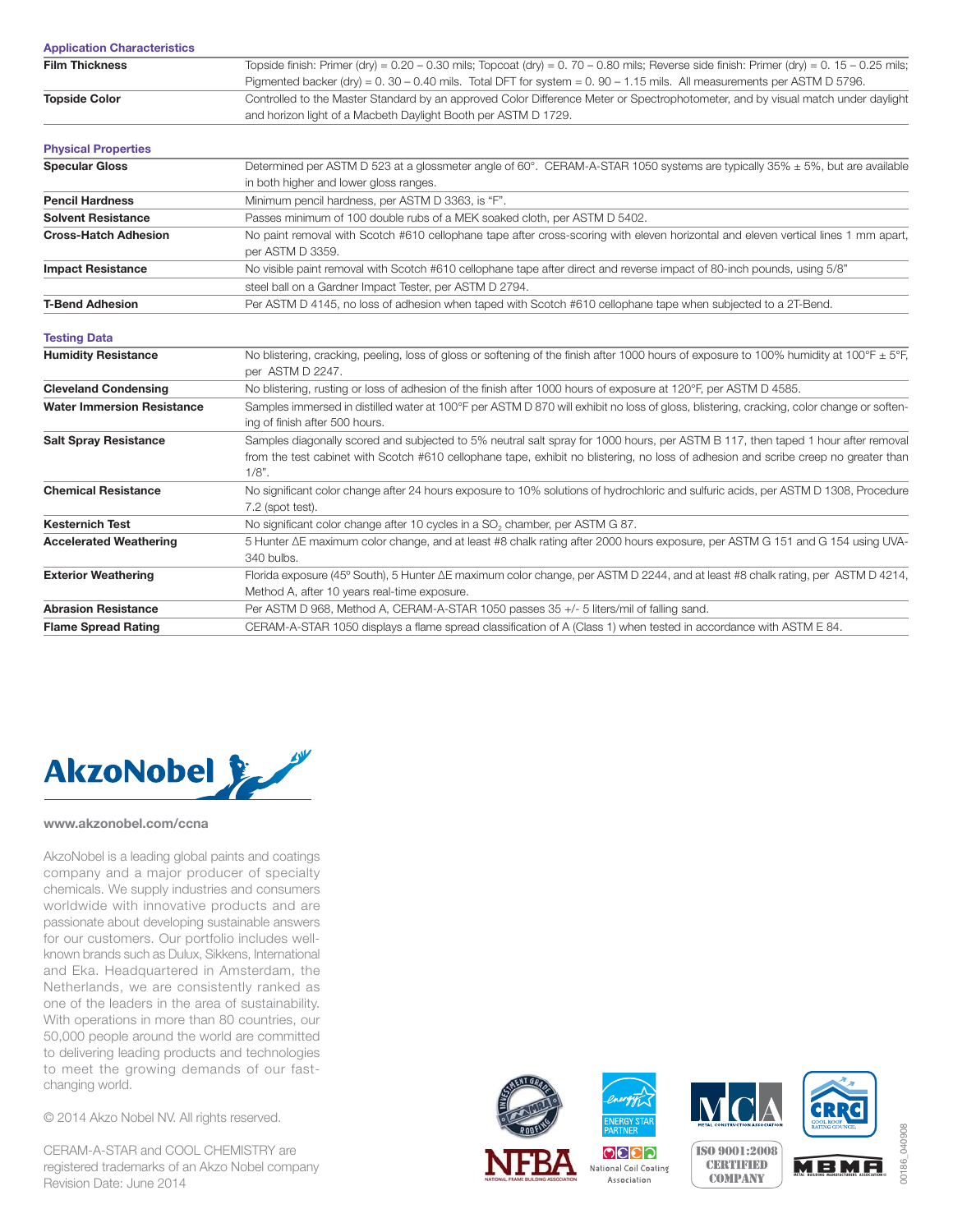### Application Characteristics

| | |
|---|---|
| **Film Thickness** | Topside finish: Primer (dry) = 0.20 – 0.30 mils; Topcoat (dry) = 0. 70 – 0.80 mils; Reverse side finish: Primer (dry) = 0. 15 – 0.25 mils; Pigmented backer (dry) = 0. 30 – 0.40 mils. Total DFT for system = 0. 90 – 1.15 mils. All measurements per ASTM D 5796. |
| **Topside Color** | Controlled to the Master Standard by an approved Color Difference Meter or Spectrophotometer, and by visual match under daylight and horizon light of a Macbeth Daylight Booth per ASTM D 1729. |

### Physical Properties

| | |
|---|---|
| **Specular Gloss** | Determined per ASTM D 523 at a glossmeter angle of 60°. CERAM-A-STAR 1050 systems are typically 35% ± 5%, but are available in both higher and lower gloss ranges. |
| **Pencil Hardness** | Minimum pencil hardness, per ASTM D 3363, is "F". |
| **Solvent Resistance** | Passes minimum of 100 double rubs of a MEK soaked cloth, per ASTM D 5402. |
| **Cross-Hatch Adhesion** | No paint removal with Scotch #610 cellophane tape after cross-scoring with eleven horizontal and eleven vertical lines 1 mm apart, per ASTM D 3359. |
| **Impact Resistance** | No visible paint removal with Scotch #610 cellophane tape after direct and reverse impact of 80-inch pounds, using 5/8" steel ball on a Gardner Impact Tester, per ASTM D 2794. |
| **T-Bend Adhesion** | Per ASTM D 4145, no loss of adhesion when taped with Scotch #610 cellophane tape when subjected to a 2T-Bend. |

### Testing Data

| | |
|---|---|
| **Humidity Resistance** | No blistering, cracking, peeling, loss of gloss or softening of the finish after 1000 hours of exposure to 100% humidity at 100°F ± 5°F, per ASTM D 2247. |
| **Cleveland Condensing** | No blistering, rusting or loss of adhesion of the finish after 1000 hours of exposure at 120°F, per ASTM D 4585. |
| **Water Immersion Resistance** | Samples immersed in distilled water at 100°F per ASTM D 870 will exhibit no loss of gloss, blistering, cracking, color change or softening of finish after 500 hours. |
| **Salt Spray Resistance** | Samples diagonally scored and subjected to 5% neutral salt spray for 1000 hours, per ASTM B 117, then taped 1 hour after removal from the test cabinet with Scotch #610 cellophane tape, exhibit no blistering, no loss of adhesion and scribe creep no greater than 1/8". |
| **Chemical Resistance** | No significant color change after 24 hours exposure to 10% solutions of hydrochloric and sulfuric acids, per ASTM D 1308, Procedure 7.2 (spot test). |
| **Kesternich Test** | No significant color change after 10 cycles in a $SO_2$ chamber, per ASTM G 87. |
| **Accelerated Weathering** | 5 Hunter ΔE maximum color change, and at least #8 chalk rating after 2000 hours exposure, per ASTM G 151 and G 154 using UVA-340 bulbs. |
| **Exterior Weathering** | Florida exposure (45º South), 5 Hunter ΔE maximum color change, per ASTM D 2244, and at least #8 chalk rating, per ASTM D 4214, Method A, after 10 years real-time exposure. |
| **Abrasion Resistance** | Per ASTM D 968, Method A, CERAM-A-STAR 1050 passes 35 +/- 5 liters/mil of falling sand. |
| **Flame Spread Rating** | CERAM-A-STAR 1050 displays a flame spread classification of A (Class 1) when tested in accordance with ASTM E 84. |

AkzoNobel

**www.akzonobel.com/ccna**

AkzoNobel is a leading global paints and coatings company and a major producer of specialty chemicals. We supply industries and consumers worldwide with innovative products and are passionate about developing sustainable answers for our customers. Our portfolio includes well-known brands such as Dulux, Sikkens, International and Eka. Headquartered in Amsterdam, the Netherlands, we are consistently ranked as one of the leaders in the area of sustainability. With operations in more than 80 countries, our 50,000 people around the world are committed to delivering leading products and technologies to meet the growing demands of our fast-changing world.

© 2014 Akzo Nobel NV. All rights reserved.

CERAM-A-STAR and COOL CHEMISTRY are registered trademarks of an Akzo Nobel company
Revision Date: June 2014

00186_040908